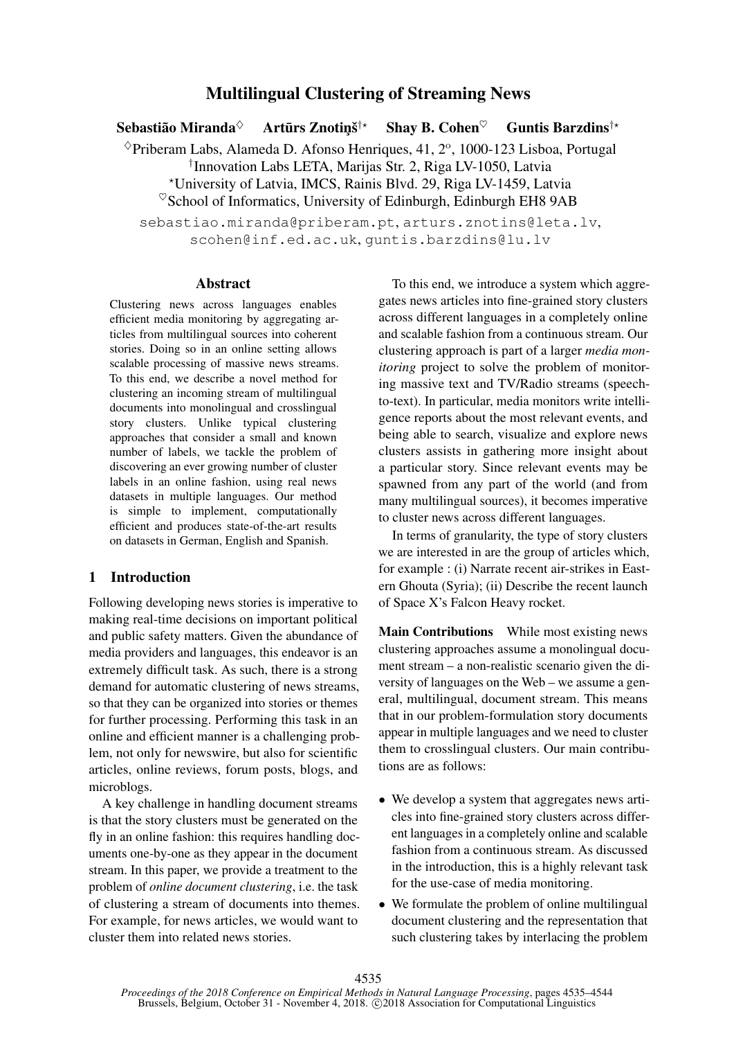# Multilingual Clustering of Streaming News

**Sebastião Miranda**[◇] **Artūrs Znotiņš**[†⋆] **Shay B. Cohen**[♡] **Guntis Barzdins**[†⋆]

[◇]Priberam Labs, Alameda D. Afonso Henriques, 41, 2º, 1000-123 Lisboa, Portugal
[†]Innovation Labs LETA, Marijas Str. 2, Riga LV-1050, Latvia
[⋆]University of Latvia, IMCS, Rainis Blvd. 29, Riga LV-1459, Latvia
[♡]School of Informatics, University of Edinburgh, Edinburgh EH8 9AB

sebastiao.miranda@priberam.pt, arturs.znotins@leta.lv, scohen@inf.ed.ac.uk, guntis.barzdins@lu.lv

## Abstract

Clustering news across languages enables efficient media monitoring by aggregating articles from multilingual sources into coherent stories. Doing so in an online setting allows scalable processing of massive news streams. To this end, we describe a novel method for clustering an incoming stream of multilingual documents into monolingual and crosslingual story clusters. Unlike typical clustering approaches that consider a small and known number of labels, we tackle the problem of discovering an ever growing number of cluster labels in an online fashion, using real news datasets in multiple languages. Our method is simple to implement, computationally efficient and produces state-of-the-art results on datasets in German, English and Spanish.

## 1 Introduction

Following developing news stories is imperative to making real-time decisions on important political and public safety matters. Given the abundance of media providers and languages, this endeavor is an extremely difficult task. As such, there is a strong demand for automatic clustering of news streams, so that they can be organized into stories or themes for further processing. Performing this task in an online and efficient manner is a challenging problem, not only for newswire, but also for scientific articles, online reviews, forum posts, blogs, and microblogs.

A key challenge in handling document streams is that the story clusters must be generated on the fly in an online fashion: this requires handling documents one-by-one as they appear in the document stream. In this paper, we provide a treatment to the problem of *online document clustering*, i.e. the task of clustering a stream of documents into themes. For example, for news articles, we would want to cluster them into related news stories.

To this end, we introduce a system which aggregates news articles into fine-grained story clusters across different languages in a completely online and scalable fashion from a continuous stream. Our clustering approach is part of a larger *media monitoring* project to solve the problem of monitoring massive text and TV/Radio streams (speech-to-text). In particular, media monitors write intelligence reports about the most relevant events, and being able to search, visualize and explore news clusters assists in gathering more insight about a particular story. Since relevant events may be spawned from any part of the world (and from many multilingual sources), it becomes imperative to cluster news across different languages.

In terms of granularity, the type of story clusters we are interested in are the group of articles which, for example : (i) Narrate recent air-strikes in Eastern Ghouta (Syria); (ii) Describe the recent launch of Space X's Falcon Heavy rocket.

**Main Contributions** While most existing news clustering approaches assume a monolingual document stream – a non-realistic scenario given the diversity of languages on the Web – we assume a general, multilingual, document stream. This means that in our problem-formulation story documents appear in multiple languages and we need to cluster them to crosslingual clusters. Our main contributions are as follows:

- We develop a system that aggregates news articles into fine-grained story clusters across different languages in a completely online and scalable fashion from a continuous stream. As discussed in the introduction, this is a highly relevant task for the use-case of media monitoring.
- We formulate the problem of online multilingual document clustering and the representation that such clustering takes by interlacing the problem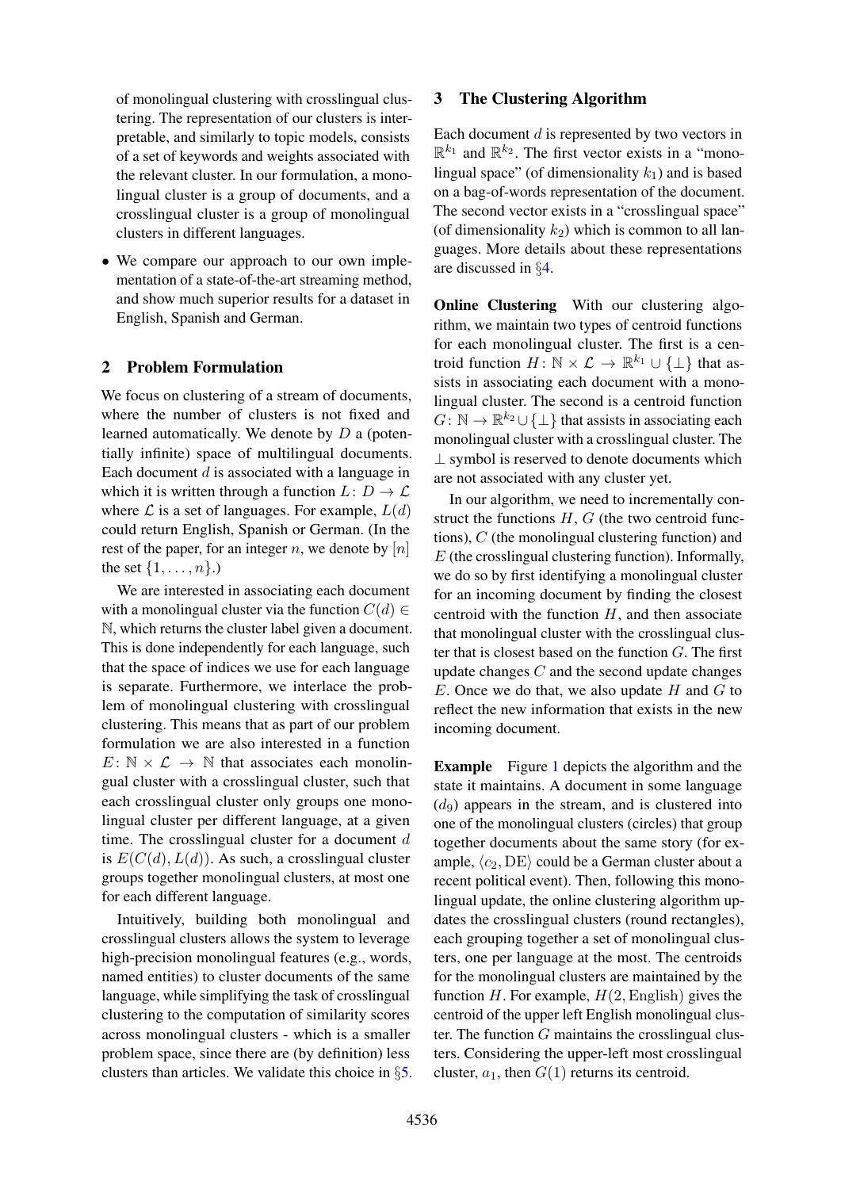of monolingual clustering with crosslingual clustering. The representation of our clusters is interpretable, and similarly to topic models, consists of a set of keywords and weights associated with the relevant cluster. In our formulation, a monolingual cluster is a group of documents, and a crosslingual cluster is a group of monolingual clusters in different languages.

- We compare our approach to our own implementation of a state-of-the-art streaming method, and show much superior results for a dataset in English, Spanish and German.

## 2 Problem Formulation

We focus on clustering of a stream of documents, where the number of clusters is not fixed and learned automatically. We denote by $D$ a (potentially infinite) space of multilingual documents. Each document $d$ is associated with a language in which it is written through a function $L\colon D \to \mathcal{L}$ where $\mathcal{L}$ is a set of languages. For example, $L(d)$ could return English, Spanish or German. (In the rest of the paper, for an integer $n$, we denote by $[n]$ the set $\{1, \ldots, n\}$.)

We are interested in associating each document with a monolingual cluster via the function $C(d) \in \mathbb{N}$, which returns the cluster label given a document. This is done independently for each language, such that the space of indices we use for each language is separate. Furthermore, we interlace the problem of monolingual clustering with crosslingual clustering. This means that as part of our problem formulation we are also interested in a function $E\colon \mathbb{N} \times \mathcal{L} \to \mathbb{N}$ that associates each monolingual cluster with a crosslingual cluster, such that each crosslingual cluster only groups one monolingual cluster per different language, at a given time. The crosslingual cluster for a document $d$ is $E(C(d), L(d))$. As such, a crosslingual cluster groups together monolingual clusters, at most one for each different language.

Intuitively, building both monolingual and crosslingual clusters allows the system to leverage high-precision monolingual features (e.g., words, named entities) to cluster documents of the same language, while simplifying the task of crosslingual clustering to the computation of similarity scores across monolingual clusters - which is a smaller problem space, since there are (by definition) less clusters than articles. We validate this choice in §5.

## 3 The Clustering Algorithm

Each document $d$ is represented by two vectors in $\mathbb{R}^{k_1}$ and $\mathbb{R}^{k_2}$. The first vector exists in a "monolingual space" (of dimensionality $k_1$) and is based on a bag-of-words representation of the document. The second vector exists in a "crosslingual space" (of dimensionality $k_2$) which is common to all languages. More details about these representations are discussed in §4.

**Online Clustering** With our clustering algorithm, we maintain two types of centroid functions for each monolingual cluster. The first is a centroid function $H\colon \mathbb{N} \times \mathcal{L} \to \mathbb{R}^{k_1} \cup \{\bot\}$ that assists in associating each document with a monolingual cluster. The second is a centroid function $G\colon \mathbb{N} \to \mathbb{R}^{k_2} \cup \{\bot\}$ that assists in associating each monolingual cluster with a crosslingual cluster. The $\bot$ symbol is reserved to denote documents which are not associated with any cluster yet.

In our algorithm, we need to incrementally construct the functions $H$, $G$ (the two centroid functions), $C$ (the monolingual clustering function) and $E$ (the crosslingual clustering function). Informally, we do so by first identifying a monolingual cluster for an incoming document by finding the closest centroid with the function $H$, and then associate that monolingual cluster with the crosslingual cluster that is closest based on the function $G$. The first update changes $C$ and the second update changes $E$. Once we do that, we also update $H$ and $G$ to reflect the new information that exists in the new incoming document.

**Example** Figure 1 depicts the algorithm and the state it maintains. A document in some language ($d_9$) appears in the stream, and is clustered into one of the monolingual clusters (circles) that group together documents about the same story (for example, $\langle c_2, \mathrm{DE}\rangle$ could be a German cluster about a recent political event). Then, following this monolingual update, the online clustering algorithm updates the crosslingual clusters (round rectangles), each grouping together a set of monolingual clusters, one per language at the most. The centroids for the monolingual clusters are maintained by the function $H$. For example, $H(2, \mathrm{English})$ gives the centroid of the upper left English monolingual cluster. The function $G$ maintains the crosslingual clusters. Considering the upper-left most crosslingual cluster, $a_1$, then $G(1)$ returns its centroid.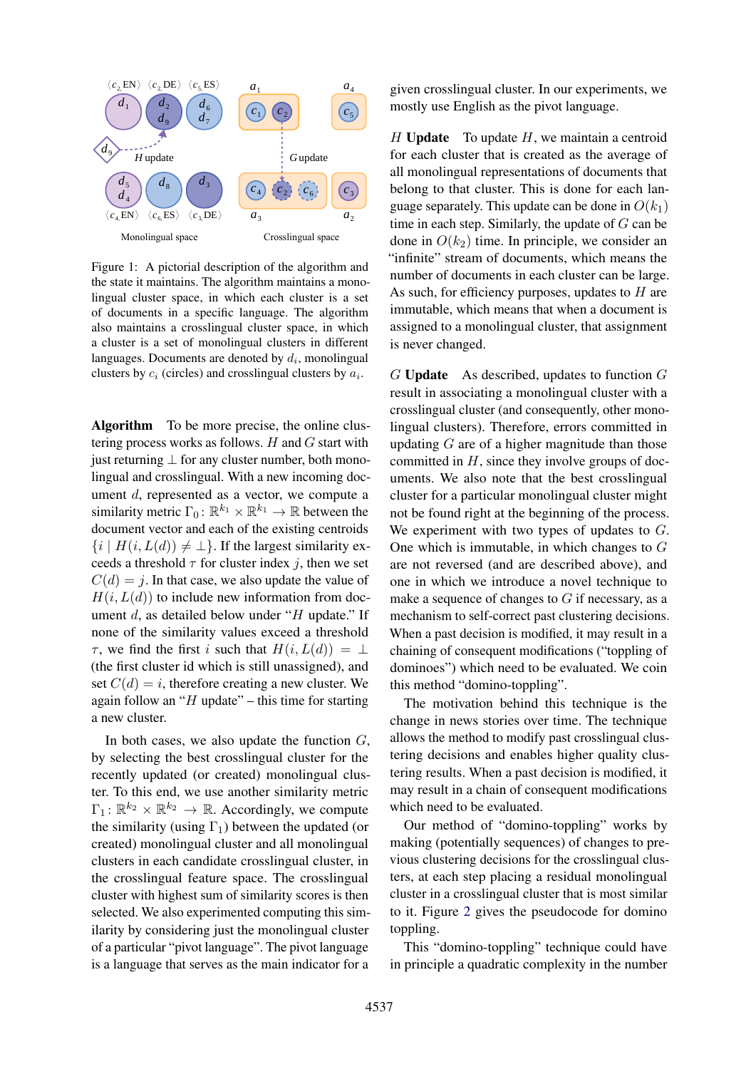Figure 1: A pictorial description of the algorithm and the state it maintains. The algorithm maintains a monolingual cluster space, in which each cluster is a set of documents in a specific language. The algorithm also maintains a crosslingual cluster space, in which a cluster is a set of monolingual clusters in different languages. Documents are denoted by $d_i$, monolingual clusters by $c_i$ (circles) and crosslingual clusters by $a_i$.

**Algorithm** To be more precise, the online clustering process works as follows. $H$ and $G$ start with just returning $\perp$ for any cluster number, both monolingual and crosslingual. With a new incoming document $d$, represented as a vector, we compute a similarity metric $\Gamma_0 : \mathbb{R}^{k_1} \times \mathbb{R}^{k_1} \rightarrow \mathbb{R}$ between the document vector and each of the existing centroids $\{i \mid H(i, L(d)) \neq \perp\}$. If the largest similarity exceeds a threshold $\tau$ for cluster index $j$, then we set $C(d) = j$. In that case, we also update the value of $H(i, L(d))$ to include new information from document $d$, as detailed below under "$H$ update." If none of the similarity values exceed a threshold $\tau$, we find the first $i$ such that $H(i, L(d)) = \perp$ (the first cluster id which is still unassigned), and set $C(d) = i$, therefore creating a new cluster. We again follow an "$H$ update" – this time for starting a new cluster.

In both cases, we also update the function $G$, by selecting the best crosslingual cluster for the recently updated (or created) monolingual cluster. To this end, we use another similarity metric $\Gamma_1 : \mathbb{R}^{k_2} \times \mathbb{R}^{k_2} \rightarrow \mathbb{R}$. Accordingly, we compute the similarity (using $\Gamma_1$) between the updated (or created) monolingual cluster and all monolingual clusters in each candidate crosslingual cluster, in the crosslingual feature space. The crosslingual cluster with highest sum of similarity scores is then selected. We also experimented computing this similarity by considering just the monolingual cluster of a particular "pivot language". The pivot language is a language that serves as the main indicator for a given crosslingual cluster. In our experiments, we mostly use English as the pivot language.

**$H$ Update** To update $H$, we maintain a centroid for each cluster that is created as the average of all monolingual representations of documents that belong to that cluster. This is done for each language separately. This update can be done in $O(k_1)$ time in each step. Similarly, the update of $G$ can be done in $O(k_2)$ time. In principle, we consider an "infinite" stream of documents, which means the number of documents in each cluster can be large. As such, for efficiency purposes, updates to $H$ are immutable, which means that when a document is assigned to a monolingual cluster, that assignment is never changed.

**$G$ Update** As described, updates to function $G$ result in associating a monolingual cluster with a crosslingual cluster (and consequently, other monolingual clusters). Therefore, errors committed in updating $G$ are of a higher magnitude than those committed in $H$, since they involve groups of documents. We also note that the best crosslingual cluster for a particular monolingual cluster might not be found right at the beginning of the process. We experiment with two types of updates to $G$. One which is immutable, in which changes to $G$ are not reversed (and are described above), and one in which we introduce a novel technique to make a sequence of changes to $G$ if necessary, as a mechanism to self-correct past clustering decisions. When a past decision is modified, it may result in a chaining of consequent modifications ("toppling of dominoes") which need to be evaluated. We coin this method "domino-toppling".

The motivation behind this technique is the change in news stories over time. The technique allows the method to modify past crosslingual clustering decisions and enables higher quality clustering results. When a past decision is modified, it may result in a chain of consequent modifications which need to be evaluated.

Our method of "domino-toppling" works by making (potentially sequences) of changes to previous clustering decisions for the crosslingual clusters, at each step placing a residual monolingual cluster in a crosslingual cluster that is most similar to it. Figure 2 gives the pseudocode for domino toppling.

This "domino-toppling" technique could have in principle a quadratic complexity in the number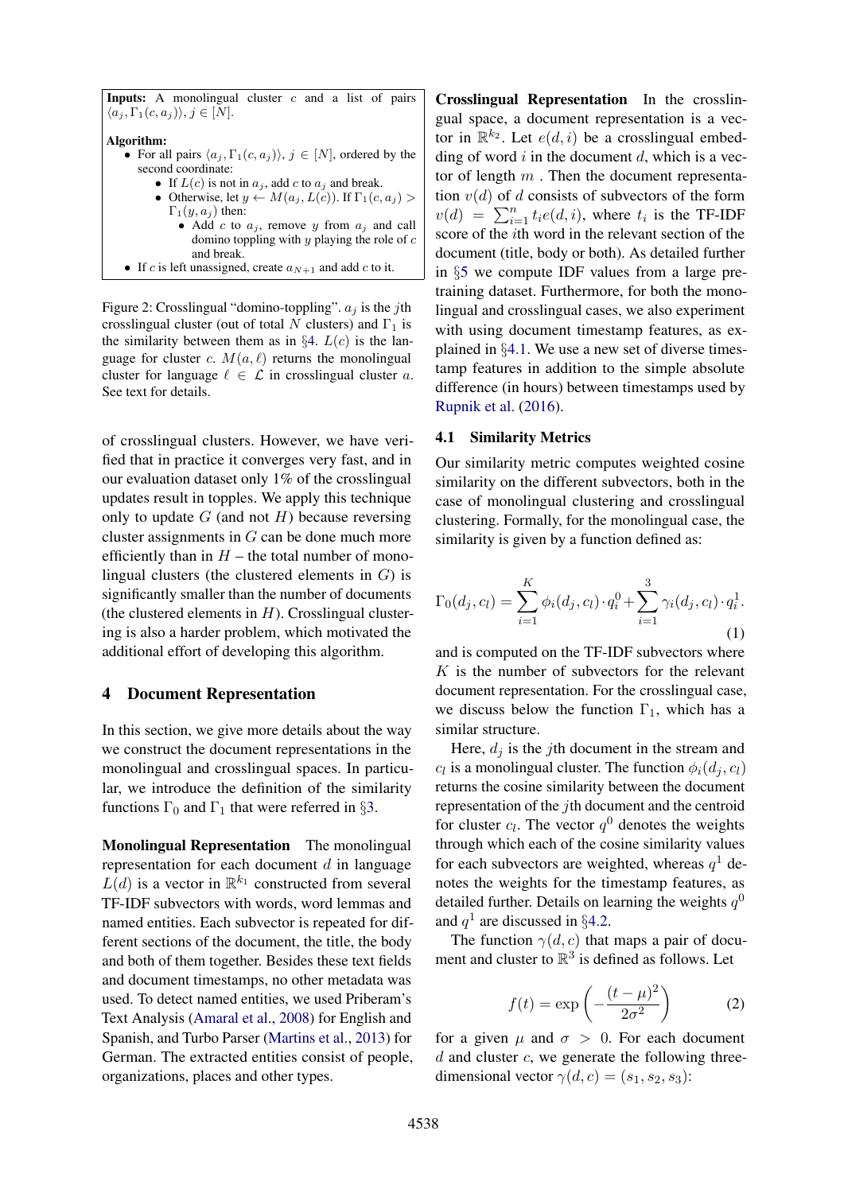**Inputs:** A monolingual cluster $c$ and a list of pairs $\langle a_j, \Gamma_1(c, a_j)\rangle$, $j \in [N]$.

**Algorithm:**

- For all pairs $\langle a_j, \Gamma_1(c, a_j)\rangle$, $j \in [N]$, ordered by the second coordinate:
  - If $L(c)$ is not in $a_j$, add $c$ to $a_j$ and break.
  - Otherwise, let $y \leftarrow M(a_j, L(c))$. If $\Gamma_1(c, a_j) > \Gamma_1(y, a_j)$ then:
    - Add $c$ to $a_j$, remove $y$ from $a_j$ and call domino toppling with $y$ playing the role of $c$ and break.
- If $c$ is left unassigned, create $a_{N+1}$ and add $c$ to it.

Figure 2: Crosslingual "domino-toppling". $a_j$ is the $j$th crosslingual cluster (out of total $N$ clusters) and $\Gamma_1$ is the similarity between them as in §4. $L(c)$ is the language for cluster $c$. $M(a, \ell)$ returns the monolingual cluster for language $\ell \in \mathcal{L}$ in crosslingual cluster $a$. See text for details.

of crosslingual clusters. However, we have verified that in practice it converges very fast, and in our evaluation dataset only 1% of the crosslingual updates result in topples. We apply this technique only to update $G$ (and not $H$) because reversing cluster assignments in $G$ can be done much more efficiently than in $H$ – the total number of monolingual clusters (the clustered elements in $G$) is significantly smaller than the number of documents (the clustered elements in $H$). Crosslingual clustering is also a harder problem, which motivated the additional effort of developing this algorithm.

## 4 Document Representation

In this section, we give more details about the way we construct the document representations in the monolingual and crosslingual spaces. In particular, we introduce the definition of the similarity functions $\Gamma_0$ and $\Gamma_1$ that were referred in §3.

**Monolingual Representation** The monolingual representation for each document $d$ in language $L(d)$ is a vector in $\mathbb{R}^{k_1}$ constructed from several TF-IDF subvectors with words, word lemmas and named entities. Each subvector is repeated for different sections of the document, the title, the body and both of them together. Besides these text fields and document timestamps, no other metadata was used. To detect named entities, we used Priberam's Text Analysis (Amaral et al., 2008) for English and Spanish, and Turbo Parser (Martins et al., 2013) for German. The extracted entities consist of people, organizations, places and other types.

**Crosslingual Representation** In the crosslingual space, a document representation is a vector in $\mathbb{R}^{k_2}$. Let $e(d, i)$ be a crosslingual embedding of word $i$ in the document $d$, which is a vector of length $m$ . Then the document representation $v(d)$ of $d$ consists of subvectors of the form $v(d) = \sum_{i=1}^{n} t_i e(d, i)$, where $t_i$ is the TF-IDF score of the $i$th word in the relevant section of the document (title, body or both). As detailed further in §5 we compute IDF values from a large pretraining dataset. Furthermore, for both the monolingual and crosslingual cases, we also experiment with using document timestamp features, as explained in §4.1. We use a new set of diverse timestamp features in addition to the simple absolute difference (in hours) between timestamps used by Rupnik et al. (2016).

### 4.1 Similarity Metrics

Our similarity metric computes weighted cosine similarity on the different subvectors, both in the case of monolingual clustering and crosslingual clustering. Formally, for the monolingual case, the similarity is given by a function defined as:

$$\Gamma_0(d_j, c_l) = \sum_{i=1}^{K} \phi_i(d_j, c_l) \cdot q_i^0 + \sum_{i=1}^{3} \gamma_i(d_j, c_l) \cdot q_i^1. \tag{1}$$

and is computed on the TF-IDF subvectors where $K$ is the number of subvectors for the relevant document representation. For the crosslingual case, we discuss below the function $\Gamma_1$, which has a similar structure.

Here, $d_j$ is the $j$th document in the stream and $c_l$ is a monolingual cluster. The function $\phi_i(d_j, c_l)$ returns the cosine similarity between the document representation of the $j$th document and the centroid for cluster $c_l$. The vector $q^0$ denotes the weights through which each of the cosine similarity values for each subvectors are weighted, whereas $q^1$ denotes the weights for the timestamp features, as detailed further. Details on learning the weights $q^0$ and $q^1$ are discussed in §4.2.

The function $\gamma(d, c)$ that maps a pair of document and cluster to $\mathbb{R}^3$ is defined as follows. Let

$$f(t) = \exp\left(-\frac{(t-\mu)^2}{2\sigma^2}\right) \tag{2}$$

for a given $\mu$ and $\sigma > 0$. For each document $d$ and cluster $c$, we generate the following three-dimensional vector $\gamma(d, c) = (s_1, s_2, s_3)$: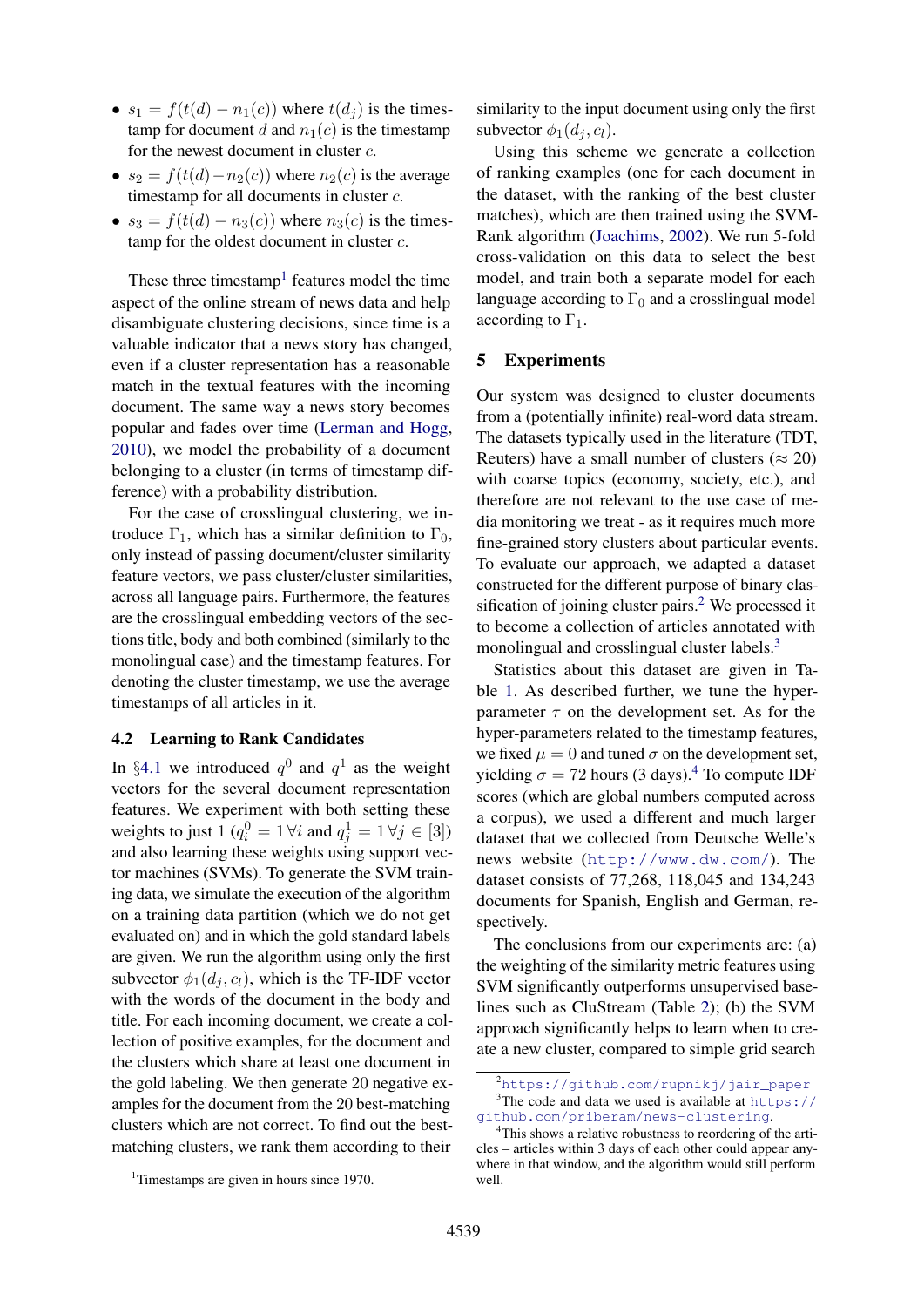- $s_1 = f(t(d) - n_1(c))$ where $t(d_j)$ is the timestamp for document $d$ and $n_1(c)$ is the timestamp for the newest document in cluster $c$.
- $s_2 = f(t(d) - n_2(c))$ where $n_2(c)$ is the average timestamp for all documents in cluster $c$.
- $s_3 = f(t(d) - n_3(c))$ where $n_3(c)$ is the timestamp for the oldest document in cluster $c$.

These three timestamp[1] features model the time aspect of the online stream of news data and help disambiguate clustering decisions, since time is a valuable indicator that a news story has changed, even if a cluster representation has a reasonable match in the textual features with the incoming document. The same way a news story becomes popular and fades over time (Lerman and Hogg, 2010), we model the probability of a document belonging to a cluster (in terms of timestamp difference) with a probability distribution.

For the case of crosslingual clustering, we introduce $\Gamma_1$, which has a similar definition to $\Gamma_0$, only instead of passing document/cluster similarity feature vectors, we pass cluster/cluster similarities, across all language pairs. Furthermore, the features are the crosslingual embedding vectors of the sections title, body and both combined (similarly to the monolingual case) and the timestamp features. For denoting the cluster timestamp, we use the average timestamps of all articles in it.

### 4.2 Learning to Rank Candidates

In §4.1 we introduced $q^0$ and $q^1$ as the weight vectors for the several document representation features. We experiment with both setting these weights to just 1 ($q^0_i = 1\,\forall i$ and $q^1_j = 1\,\forall j \in [3]$) and also learning these weights using support vector machines (SVMs). To generate the SVM training data, we simulate the execution of the algorithm on a training data partition (which we do not get evaluated on) and in which the gold standard labels are given. We run the algorithm using only the first subvector $\phi_1(d_j, c_l)$, which is the TF-IDF vector with the words of the document in the body and title. For each incoming document, we create a collection of positive examples, for the document and the clusters which share at least one document in the gold labeling. We then generate 20 negative examples for the document from the 20 best-matching clusters which are not correct. To find out the best-matching clusters, we rank them according to their similarity to the input document using only the first subvector $\phi_1(d_j, c_l)$.

Using this scheme we generate a collection of ranking examples (one for each document in the dataset, with the ranking of the best cluster matches), which are then trained using the SVM-Rank algorithm (Joachims, 2002). We run 5-fold cross-validation on this data to select the best model, and train both a separate model for each language according to $\Gamma_0$ and a crosslingual model according to $\Gamma_1$.

## 5 Experiments

Our system was designed to cluster documents from a (potentially infinite) real-word data stream. The datasets typically used in the literature (TDT, Reuters) have a small number of clusters ($\approx 20$) with coarse topics (economy, society, etc.), and therefore are not relevant to the use case of media monitoring we treat - as it requires much more fine-grained story clusters about particular events. To evaluate our approach, we adapted a dataset constructed for the different purpose of binary classification of joining cluster pairs.[2] We processed it to become a collection of articles annotated with monolingual and crosslingual cluster labels.[3]

Statistics about this dataset are given in Table 1. As described further, we tune the hyper-parameter $\tau$ on the development set. As for the hyper-parameters related to the timestamp features, we fixed $\mu = 0$ and tuned $\sigma$ on the development set, yielding $\sigma = 72$ hours (3 days).[4] To compute IDF scores (which are global numbers computed across a corpus), we used a different and much larger dataset that we collected from Deutsche Welle's news website (http://www.dw.com/). The dataset consists of 77,268, 118,045 and 134,243 documents for Spanish, English and German, respectively.

The conclusions from our experiments are: (a) the weighting of the similarity metric features using SVM significantly outperforms unsupervised baselines such as CluStream (Table 2); (b) the SVM approach significantly helps to learn when to create a new cluster, compared to simple grid search

[1] Timestamps are given in hours since 1970.

[2] https://github.com/rupnikj/jair_paper

[3] The code and data we used is available at https://github.com/priberam/news-clustering.

[4] This shows a relative robustness to reordering of the articles – articles within 3 days of each other could appear anywhere in that window, and the algorithm would still perform well.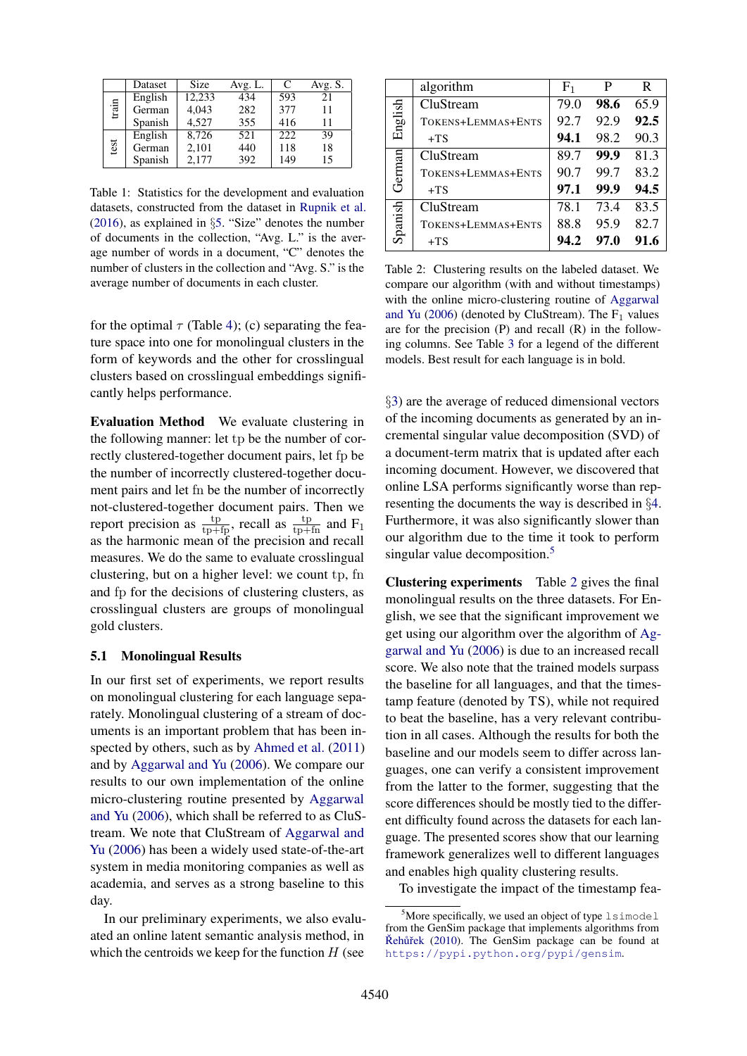| | Dataset | Size | Avg. L. | C | Avg. S. |
|---|---|---|---|---|---|
| train | English | 12,233 | 434 | 593 | 21 |
| | German | 4,043 | 282 | 377 | 11 |
| | Spanish | 4,527 | 355 | 416 | 11 |
| test | English | 8,726 | 521 | 222 | 39 |
| | German | 2,101 | 440 | 118 | 18 |
| | Spanish | 2,177 | 392 | 149 | 15 |

Table 1: Statistics for the development and evaluation datasets, constructed from the dataset in Rupnik et al. (2016), as explained in §5. "Size" denotes the number of documents in the collection, "Avg. L." is the average number of words in a document, "C" denotes the number of clusters in the collection and "Avg. S." is the average number of documents in each cluster.

for the optimal $\tau$ (Table 4); (c) separating the feature space into one for monolingual clusters in the form of keywords and the other for crosslingual clusters based on crosslingual embeddings significantly helps performance.

**Evaluation Method** We evaluate clustering in the following manner: let $\mathrm{tp}$ be the number of correctly clustered-together document pairs, let $\mathrm{fp}$ be the number of incorrectly clustered-together document pairs and let $\mathrm{fn}$ be the number of incorrectly not-clustered-together document pairs. Then we report precision as $\frac{\mathrm{tp}}{\mathrm{tp}+\mathrm{fp}}$, recall as $\frac{\mathrm{tp}}{\mathrm{tp}+\mathrm{fn}}$ and $\mathrm{F}_1$ as the harmonic mean of the precision and recall measures. We do the same to evaluate crosslingual clustering, but on a higher level: we count $\mathrm{tp}$, $\mathrm{fn}$ and $\mathrm{fp}$ for the decisions of clustering clusters, as crosslingual clusters are groups of monolingual gold clusters.

### 5.1 Monolingual Results

In our first set of experiments, we report results on monolingual clustering for each language separately. Monolingual clustering of a stream of documents is an important problem that has been inspected by others, such as by Ahmed et al. (2011) and by Aggarwal and Yu (2006). We compare our results to our own implementation of the online micro-clustering routine presented by Aggarwal and Yu (2006), which shall be referred to as CluStream. We note that CluStream of Aggarwal and Yu (2006) has been a widely used state-of-the-art system in media monitoring companies as well as academia, and serves as a strong baseline to this day.

In our preliminary experiments, we also evaluated an online latent semantic analysis method, in which the centroids we keep for the function $H$ (see §3) are the average of reduced dimensional vectors of the incoming documents as generated by an incremental singular value decomposition (SVD) of a document-term matrix that is updated after each incoming document. However, we discovered that online LSA performs significantly worse than representing the documents the way is described in §4. Furthermore, it was also significantly slower than our algorithm due to the time it took to perform singular value decomposition.[5]

| | algorithm | $\mathrm{F}_1$ | P | R |
|---|---|---|---|---|
| English | CluStream | 79.0 | **98.6** | 65.9 |
| | TOKENS+LEMMAS+ENTS | 92.7 | 92.9 | **92.5** |
| | +TS | **94.1** | 98.2 | 90.3 |
| German | CluStream | 89.7 | **99.9** | 81.3 |
| | TOKENS+LEMMAS+ENTS | 90.7 | 99.7 | 83.2 |
| | +TS | **97.1** | **99.9** | **94.5** |
| Spanish | CluStream | 78.1 | 73.4 | 83.5 |
| | TOKENS+LEMMAS+ENTS | 88.8 | 95.9 | 82.7 |
| | +TS | **94.2** | **97.0** | **91.6** |

Table 2: Clustering results on the labeled dataset. We compare our algorithm (with and without timestamps) with the online micro-clustering routine of Aggarwal and Yu (2006) (denoted by CluStream). The $\mathrm{F}_1$ values are for the precision (P) and recall (R) in the following columns. See Table 3 for a legend of the different models. Best result for each language is in bold.

**Clustering experiments** Table 2 gives the final monolingual results on the three datasets. For English, we see that the significant improvement we get using our algorithm over the algorithm of Aggarwal and Yu (2006) is due to an increased recall score. We also note that the trained models surpass the baseline for all languages, and that the timestamp feature (denoted by TS), while not required to beat the baseline, has a very relevant contribution in all cases. Although the results for both the baseline and our models seem to differ across languages, one can verify a consistent improvement from the latter to the former, suggesting that the score differences should be mostly tied to the different difficulty found across the datasets for each language. The presented scores show that our learning framework generalizes well to different languages and enables high quality clustering results.

To investigate the impact of the timestamp fea-

[5]More specifically, we used an object of type `lsimodel` from the GenSim package that implements algorithms from Řehůřek (2010). The GenSim package can be found at https://pypi.python.org/pypi/gensim.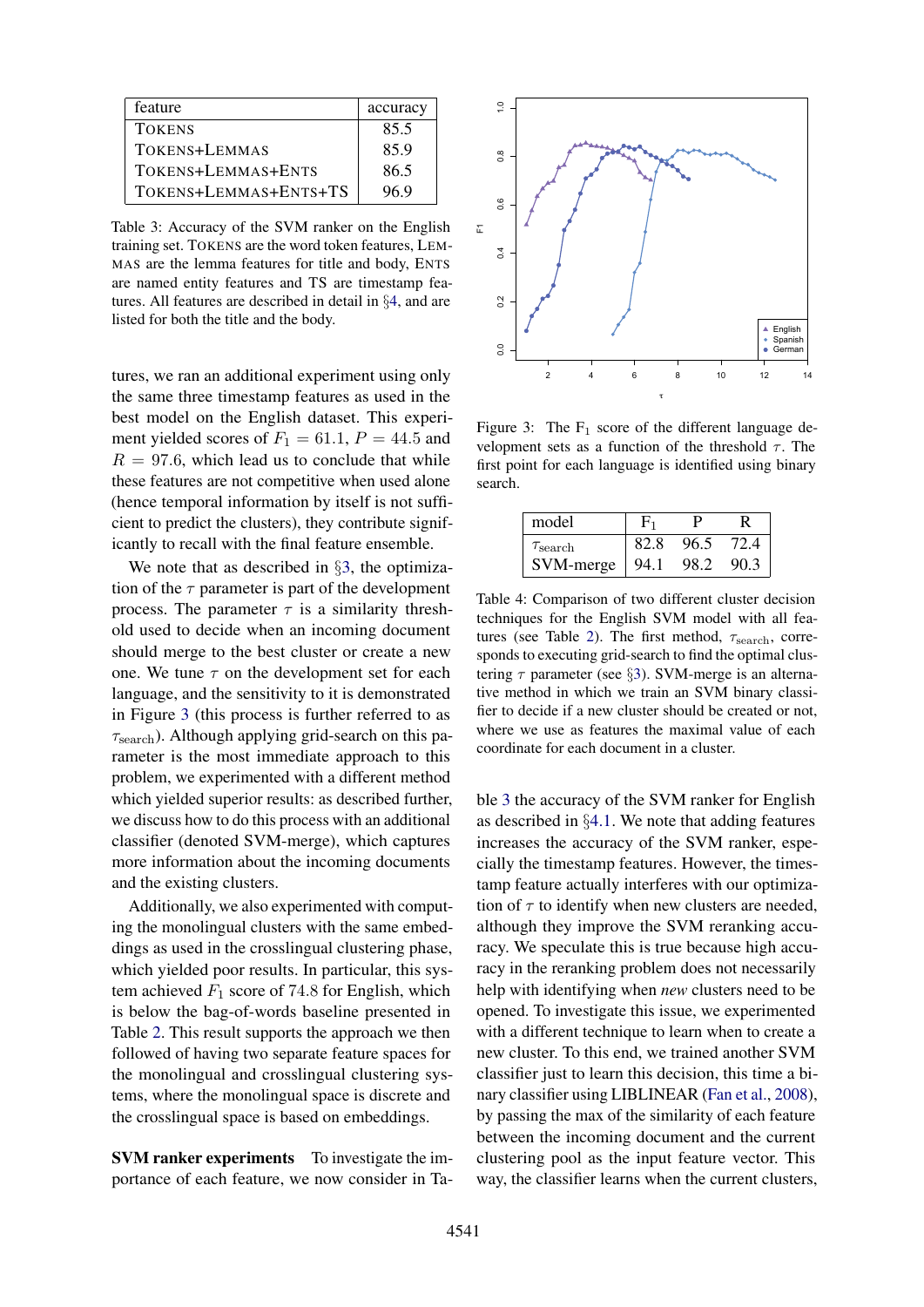| feature | accuracy |
|---|---|
| TOKENS | 85.5 |
| TOKENS+LEMMAS | 85.9 |
| TOKENS+LEMMAS+ENTS | 86.5 |
| TOKENS+LEMMAS+ENTS+TS | 96.9 |

Table 3: Accuracy of the SVM ranker on the English training set. TOKENS are the word token features, LEMMAS are the lemma features for title and body, ENTS are named entity features and TS are timestamp features. All features are described in detail in §4, and are listed for both the title and the body.

tures, we ran an additional experiment using only the same three timestamp features as used in the best model on the English dataset. This experiment yielded scores of $F_1 = 61.1$, $P = 44.5$ and $R = 97.6$, which lead us to conclude that while these features are not competitive when used alone (hence temporal information by itself is not sufficient to predict the clusters), they contribute significantly to recall with the final feature ensemble.

We note that as described in §3, the optimization of the $\tau$ parameter is part of the development process. The parameter $\tau$ is a similarity threshold used to decide when an incoming document should merge to the best cluster or create a new one. We tune $\tau$ on the development set for each language, and the sensitivity to it is demonstrated in Figure 3 (this process is further referred to as $\tau_{\text{search}}$). Although applying grid-search on this parameter is the most immediate approach to this problem, we experimented with a different method which yielded superior results: as described further, we discuss how to do this process with an additional classifier (denoted SVM-merge), which captures more information about the incoming documents and the existing clusters.

Additionally, we also experimented with computing the monolingual clusters with the same embeddings as used in the crosslingual clustering phase, which yielded poor results. In particular, this system achieved $F_1$ score of 74.8 for English, which is below the bag-of-words baseline presented in Table 2. This result supports the approach we then followed of having two separate feature spaces for the monolingual and crosslingual clustering systems, where the monolingual space is discrete and the crosslingual space is based on embeddings.

Figure 3: The $F_1$ score of the different language development sets as a function of the threshold $\tau$. The first point for each language is identified using binary search.

| model | $F_1$ | P | R |
|---|---|---|---|
| $\tau_{\text{search}}$ | 82.8 | 96.5 | 72.4 |
| SVM-merge | 94.1 | 98.2 | 90.3 |

Table 4: Comparison of two different cluster decision techniques for the English SVM model with all features (see Table 2). The first method, $\tau_{\text{search}}$, corresponds to executing grid-search to find the optimal clustering $\tau$ parameter (see §3). SVM-merge is an alternative method in which we train an SVM binary classifier to decide if a new cluster should be created or not, where we use as features the maximal value of each coordinate for each document in a cluster.

**SVM ranker experiments** To investigate the importance of each feature, we now consider in Table 3 the accuracy of the SVM ranker for English as described in §4.1. We note that adding features increases the accuracy of the SVM ranker, especially the timestamp features. However, the timestamp feature actually interferes with our optimization of $\tau$ to identify when new clusters are needed, although they improve the SVM reranking accuracy. We speculate this is true because high accuracy in the reranking problem does not necessarily help with identifying when *new* clusters need to be opened. To investigate this issue, we experimented with a different technique to learn when to create a new cluster. To this end, we trained another SVM classifier just to learn this decision, this time a binary classifier using LIBLINEAR (Fan et al., 2008), by passing the max of the similarity of each feature between the incoming document and the current clustering pool as the input feature vector. This way, the classifier learns when the current clusters,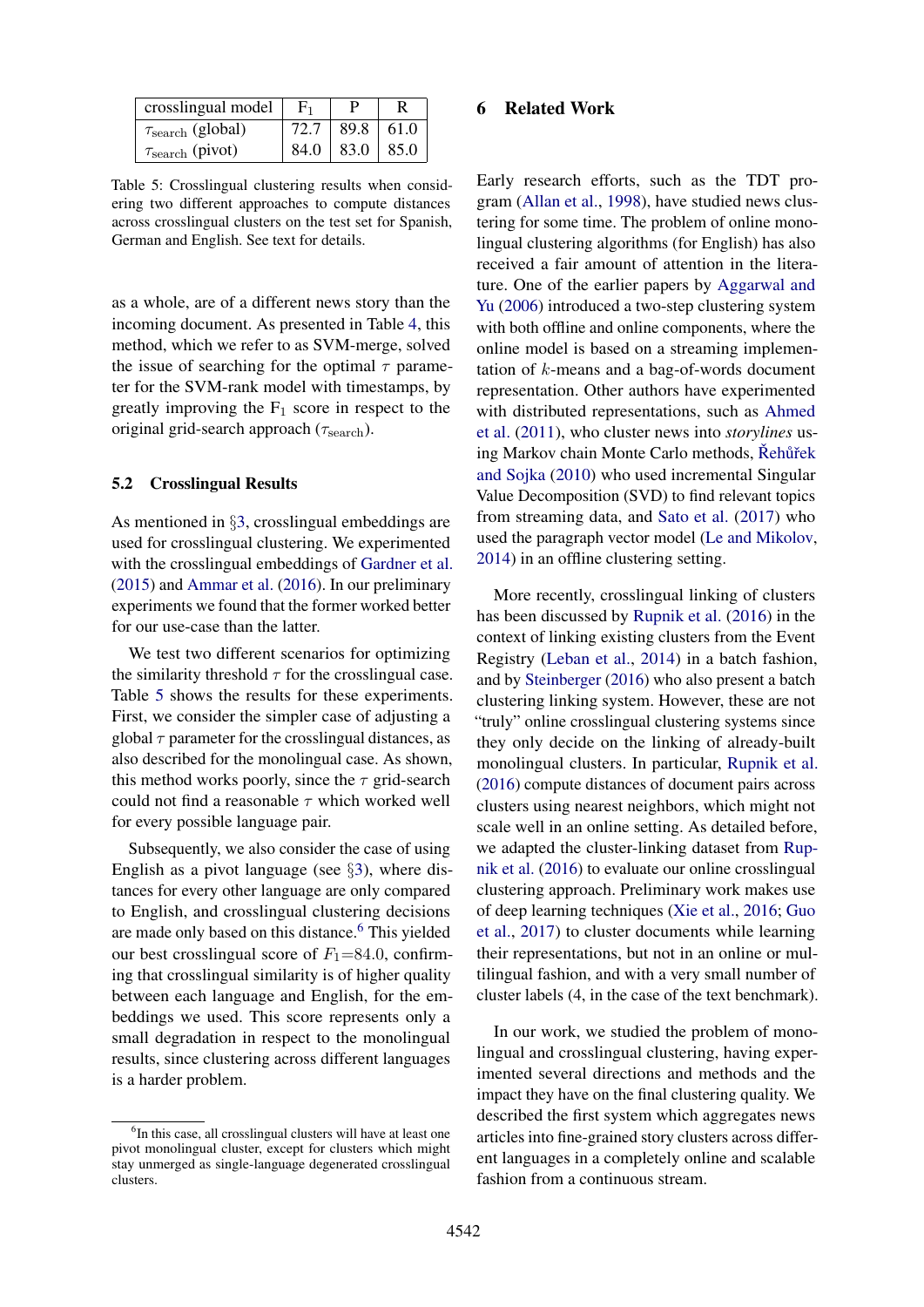| crosslingual model | $F_1$ | P | R |
|---|---|---|---|
| $\tau_{\text{search}}$ (global) | 72.7 | 89.8 | 61.0 |
| $\tau_{\text{search}}$ (pivot) | 84.0 | 83.0 | 85.0 |

Table 5: Crosslingual clustering results when considering two different approaches to compute distances across crosslingual clusters on the test set for Spanish, German and English. See text for details.

as a whole, are of a different news story than the incoming document. As presented in Table 4, this method, which we refer to as SVM-merge, solved the issue of searching for the optimal $\tau$ parameter for the SVM-rank model with timestamps, by greatly improving the $F_1$ score in respect to the original grid-search approach ($\tau_{\text{search}}$).

### 5.2 Crosslingual Results

As mentioned in §3, crosslingual embeddings are used for crosslingual clustering. We experimented with the crosslingual embeddings of Gardner et al. (2015) and Ammar et al. (2016). In our preliminary experiments we found that the former worked better for our use-case than the latter.

We test two different scenarios for optimizing the similarity threshold $\tau$ for the crosslingual case. Table 5 shows the results for these experiments. First, we consider the simpler case of adjusting a global $\tau$ parameter for the crosslingual distances, as also described for the monolingual case. As shown, this method works poorly, since the $\tau$ grid-search could not find a reasonable $\tau$ which worked well for every possible language pair.

Subsequently, we also consider the case of using English as a pivot language (see §3), where distances for every other language are only compared to English, and crosslingual clustering decisions are made only based on this distance.[6] This yielded our best crosslingual score of $F_1$=84.0, confirming that crosslingual similarity is of higher quality between each language and English, for the embeddings we used. This score represents only a small degradation in respect to the monolingual results, since clustering across different languages is a harder problem.

[6] In this case, all crosslingual clusters will have at least one pivot monolingual cluster, except for clusters which might stay unmerged as single-language degenerated crosslingual clusters.

## 6 Related Work

Early research efforts, such as the TDT program (Allan et al., 1998), have studied news clustering for some time. The problem of online monolingual clustering algorithms (for English) has also received a fair amount of attention in the literature. One of the earlier papers by Aggarwal and Yu (2006) introduced a two-step clustering system with both offline and online components, where the online model is based on a streaming implementation of $k$-means and a bag-of-words document representation. Other authors have experimented with distributed representations, such as Ahmed et al. (2011), who cluster news into *storylines* using Markov chain Monte Carlo methods, Řehůřek and Sojka (2010) who used incremental Singular Value Decomposition (SVD) to find relevant topics from streaming data, and Sato et al. (2017) who used the paragraph vector model (Le and Mikolov, 2014) in an offline clustering setting.

More recently, crosslingual linking of clusters has been discussed by Rupnik et al. (2016) in the context of linking existing clusters from the Event Registry (Leban et al., 2014) in a batch fashion, and by Steinberger (2016) who also present a batch clustering linking system. However, these are not "truly" online crosslingual clustering systems since they only decide on the linking of already-built monolingual clusters. In particular, Rupnik et al. (2016) compute distances of document pairs across clusters using nearest neighbors, which might not scale well in an online setting. As detailed before, we adapted the cluster-linking dataset from Rupnik et al. (2016) to evaluate our online crosslingual clustering approach. Preliminary work makes use of deep learning techniques (Xie et al., 2016; Guo et al., 2017) to cluster documents while learning their representations, but not in an online or multilingual fashion, and with a very small number of cluster labels (4, in the case of the text benchmark).

In our work, we studied the problem of monolingual and crosslingual clustering, having experimented several directions and methods and the impact they have on the final clustering quality. We described the first system which aggregates news articles into fine-grained story clusters across different languages in a completely online and scalable fashion from a continuous stream.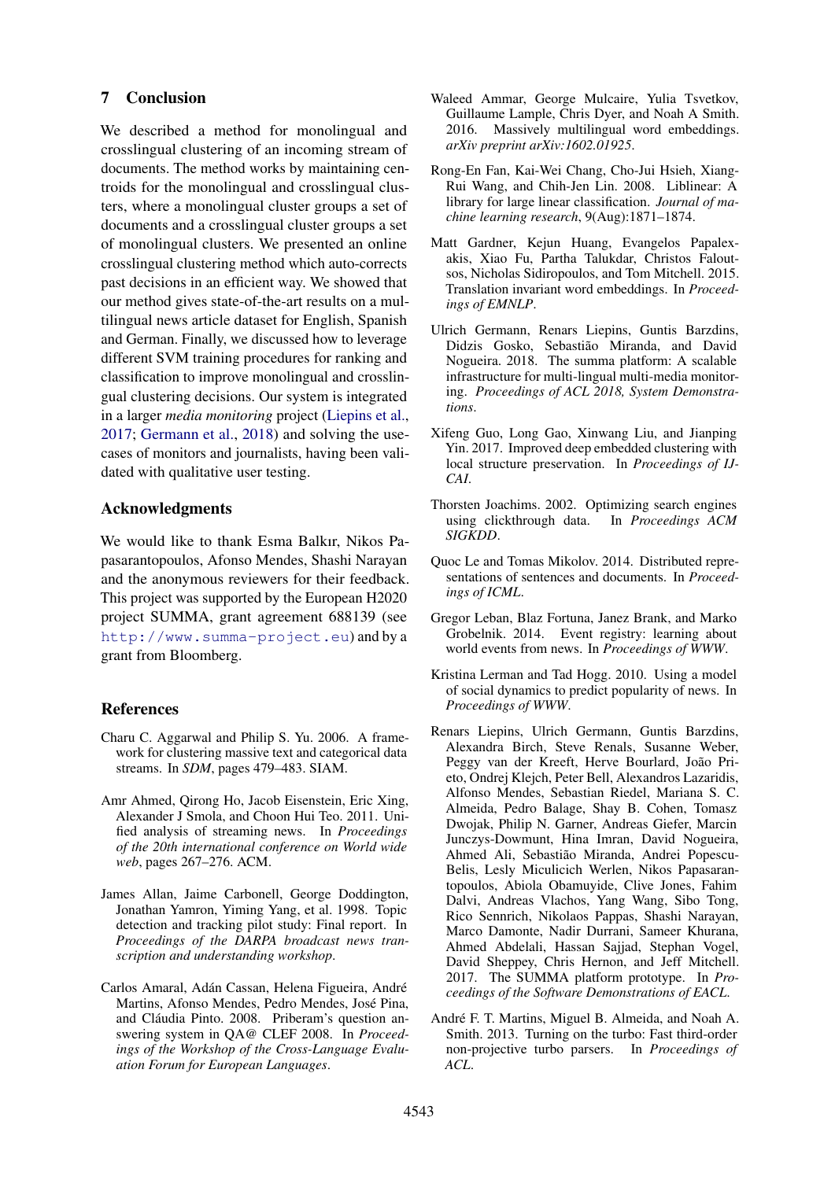## 7 Conclusion

We described a method for monolingual and crosslingual clustering of an incoming stream of documents. The method works by maintaining centroids for the monolingual and crosslingual clusters, where a monolingual cluster groups a set of documents and a crosslingual cluster groups a set of monolingual clusters. We presented an online crosslingual clustering method which auto-corrects past decisions in an efficient way. We showed that our method gives state-of-the-art results on a multilingual news article dataset for English, Spanish and German. Finally, we discussed how to leverage different SVM training procedures for ranking and classification to improve monolingual and crosslingual clustering decisions. Our system is integrated in a larger *media monitoring* project (Liepins et al., 2017; Germann et al., 2018) and solving the use-cases of monitors and journalists, having been validated with qualitative user testing.

### Acknowledgments

We would like to thank Esma Balkır, Nikos Papasarantopoulos, Afonso Mendes, Shashi Narayan and the anonymous reviewers for their feedback. This project was supported by the European H2020 project SUMMA, grant agreement 688139 (see http://www.summa-project.eu) and by a grant from Bloomberg.

## References

Charu C. Aggarwal and Philip S. Yu. 2006. A framework for clustering massive text and categorical data streams. In *SDM*, pages 479–483. SIAM.

Amr Ahmed, Qirong Ho, Jacob Eisenstein, Eric Xing, Alexander J Smola, and Choon Hui Teo. 2011. Unified analysis of streaming news. In *Proceedings of the 20th international conference on World wide web*, pages 267–276. ACM.

James Allan, Jaime Carbonell, George Doddington, Jonathan Yamron, Yiming Yang, et al. 1998. Topic detection and tracking pilot study: Final report. In *Proceedings of the DARPA broadcast news transcription and understanding workshop*.

Carlos Amaral, Adán Cassan, Helena Figueira, André Martins, Afonso Mendes, Pedro Mendes, José Pina, and Cláudia Pinto. 2008. Priberam's question answering system in QA@ CLEF 2008. In *Proceedings of the Workshop of the Cross-Language Evaluation Forum for European Languages*.

Waleed Ammar, George Mulcaire, Yulia Tsvetkov, Guillaume Lample, Chris Dyer, and Noah A Smith. 2016. Massively multilingual word embeddings. *arXiv preprint arXiv:1602.01925*.

Rong-En Fan, Kai-Wei Chang, Cho-Jui Hsieh, Xiang-Rui Wang, and Chih-Jen Lin. 2008. Liblinear: A library for large linear classification. *Journal of machine learning research*, 9(Aug):1871–1874.

Matt Gardner, Kejun Huang, Evangelos Papalexakis, Xiao Fu, Partha Talukdar, Christos Faloutsos, Nicholas Sidiropoulos, and Tom Mitchell. 2015. Translation invariant word embeddings. In *Proceedings of EMNLP*.

Ulrich Germann, Renars Liepins, Guntis Barzdins, Didzis Gosko, Sebastião Miranda, and David Nogueira. 2018. The summa platform: A scalable infrastructure for multi-lingual multi-media monitoring. *Proceedings of ACL 2018, System Demonstrations*.

Xifeng Guo, Long Gao, Xinwang Liu, and Jianping Yin. 2017. Improved deep embedded clustering with local structure preservation. In *Proceedings of IJCAI*.

Thorsten Joachims. 2002. Optimizing search engines using clickthrough data. In *Proceedings ACM SIGKDD*.

Quoc Le and Tomas Mikolov. 2014. Distributed representations of sentences and documents. In *Proceedings of ICML*.

Gregor Leban, Blaz Fortuna, Janez Brank, and Marko Grobelnik. 2014. Event registry: learning about world events from news. In *Proceedings of WWW*.

Kristina Lerman and Tad Hogg. 2010. Using a model of social dynamics to predict popularity of news. In *Proceedings of WWW*.

Renars Liepins, Ulrich Germann, Guntis Barzdins, Alexandra Birch, Steve Renals, Susanne Weber, Peggy van der Kreeft, Herve Bourlard, João Prieto, Ondrej Klejch, Peter Bell, Alexandros Lazaridis, Alfonso Mendes, Sebastian Riedel, Mariana S. C. Almeida, Pedro Balage, Shay B. Cohen, Tomasz Dwojak, Philip N. Garner, Andreas Giefer, Marcin Junczys-Dowmunt, Hina Imran, David Nogueira, Ahmed Ali, Sebastião Miranda, Andrei Popescu-Belis, Lesly Miculicich Werlen, Nikos Papasarantopoulos, Abiola Obamuyide, Clive Jones, Fahim Dalvi, Andreas Vlachos, Yang Wang, Sibo Tong, Rico Sennrich, Nikolaos Pappas, Shashi Narayan, Marco Damonte, Nadir Durrani, Sameer Khurana, Ahmed Abdelali, Hassan Sajjad, Stephan Vogel, David Sheppey, Chris Hernon, and Jeff Mitchell. 2017. The SUMMA platform prototype. In *Proceedings of the Software Demonstrations of EACL*.

André F. T. Martins, Miguel B. Almeida, and Noah A. Smith. 2013. Turning on the turbo: Fast third-order non-projective turbo parsers. In *Proceedings of ACL*.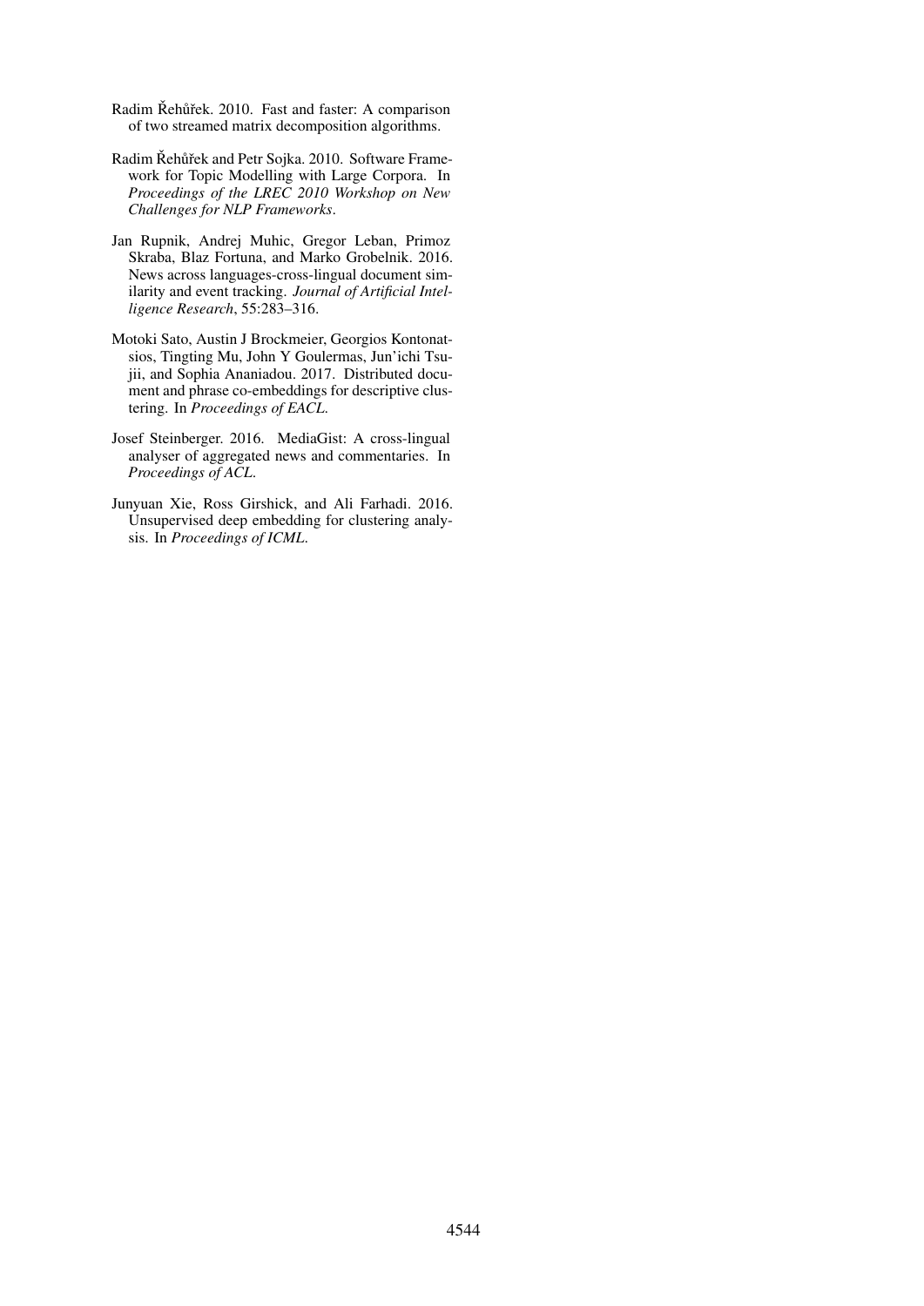Radim Řehůřek. 2010. Fast and faster: A comparison of two streamed matrix decomposition algorithms.

Radim Řehůřek and Petr Sojka. 2010. Software Framework for Topic Modelling with Large Corpora. In *Proceedings of the LREC 2010 Workshop on New Challenges for NLP Frameworks*.

Jan Rupnik, Andrej Muhic, Gregor Leban, Primoz Skraba, Blaz Fortuna, and Marko Grobelnik. 2016. News across languages-cross-lingual document similarity and event tracking. *Journal of Artificial Intelligence Research*, 55:283–316.

Motoki Sato, Austin J Brockmeier, Georgios Kontonatsios, Tingting Mu, John Y Goulermas, Jun'ichi Tsujii, and Sophia Ananiadou. 2017. Distributed document and phrase co-embeddings for descriptive clustering. In *Proceedings of EACL*.

Josef Steinberger. 2016. MediaGist: A cross-lingual analyser of aggregated news and commentaries. In *Proceedings of ACL*.

Junyuan Xie, Ross Girshick, and Ali Farhadi. 2016. Unsupervised deep embedding for clustering analysis. In *Proceedings of ICML*.